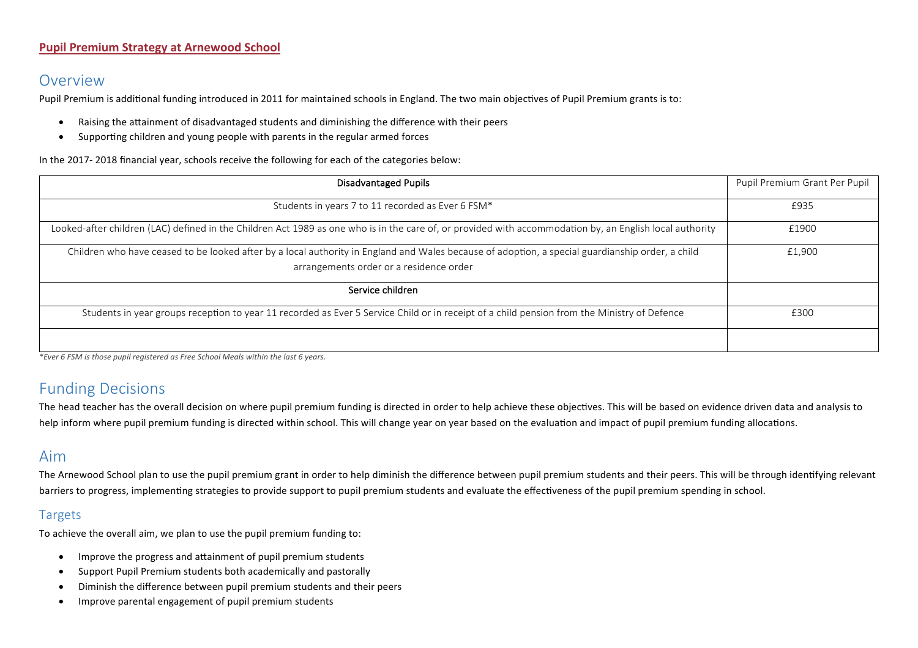# Pupil Premium Strategy at Arnewood School

## Overview

Pupil Premium is additional funding introduced in 2011 for maintained schools in England. The two main objectives of Pupil Premium grants is to:

- Raising the attainment of disadvantaged students and diminishing the difference with their peers
- Supporting children and young people with parents in the regular armed forces

In the 2017- 2018 financial year, schools receive the following for each of the categories below:

| Disadvantaged Pupils | Pupil Premium Grant Per Pupil |
|---|---|
| Students in years 7 to 11 recorded as Ever 6 FSM* | £935 |
| Looked-after children (LAC) defined in the Children Act 1989 as one who is in the care of, or provided with accommodation by, an English local authority | £1900 |
| Children who have ceased to be looked after by a local authority in England and Wales because of adoption, a special guardianship order, a child arrangements order or a residence order | £1,900 |
| **Service children** | |
| Students in year groups reception to year 11 recorded as Ever 5 Service Child or in receipt of a child pension from the Ministry of Defence | £300 |
| | |

*\*Ever 6 FSM is those pupil registered as Free School Meals within the last 6 years.*

## Funding Decisions

The head teacher has the overall decision on where pupil premium funding is directed in order to help achieve these objectives. This will be based on evidence driven data and analysis to help inform where pupil premium funding is directed within school. This will change year on year based on the evaluation and impact of pupil premium funding allocations.

## Aim

The Arnewood School plan to use the pupil premium grant in order to help diminish the difference between pupil premium students and their peers. This will be through identifying relevant barriers to progress, implementing strategies to provide support to pupil premium students and evaluate the effectiveness of the pupil premium spending in school.

### Targets

To achieve the overall aim, we plan to use the pupil premium funding to:

- Improve the progress and attainment of pupil premium students
- Support Pupil Premium students both academically and pastorally
- Diminish the difference between pupil premium students and their peers
- Improve parental engagement of pupil premium students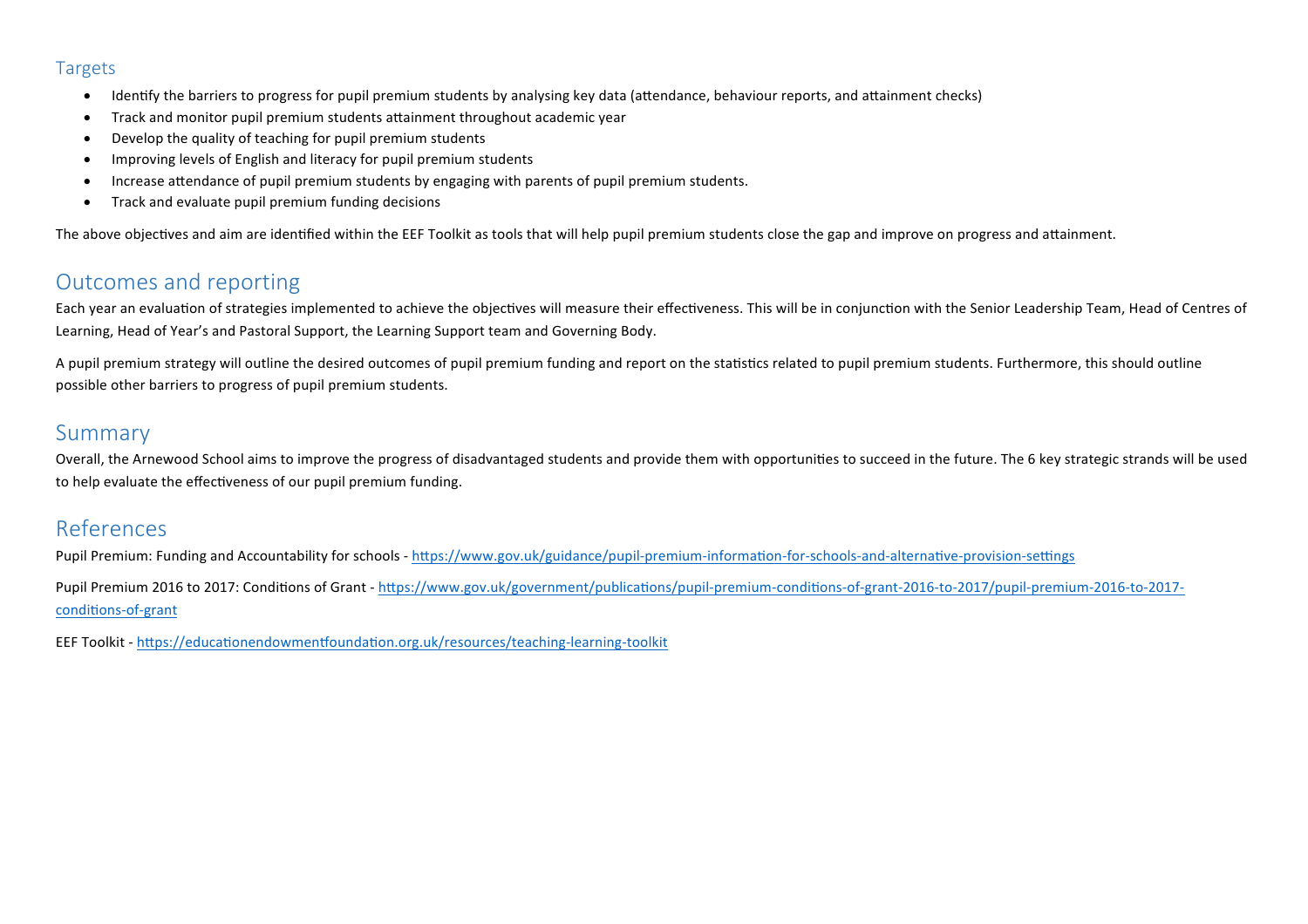## Targets

- Identify the barriers to progress for pupil premium students by analysing key data (attendance, behaviour reports, and attainment checks)
- Track and monitor pupil premium students attainment throughout academic year
- Develop the quality of teaching for pupil premium students
- Improving levels of English and literacy for pupil premium students
- Increase attendance of pupil premium students by engaging with parents of pupil premium students.
- Track and evaluate pupil premium funding decisions

The above objectives and aim are identified within the EEF Toolkit as tools that will help pupil premium students close the gap and improve on progress and attainment.

## Outcomes and reporting

Each year an evaluation of strategies implemented to achieve the objectives will measure their effectiveness. This will be in conjunction with the Senior Leadership Team, Head of Centres of Learning, Head of Year's and Pastoral Support, the Learning Support team and Governing Body.

A pupil premium strategy will outline the desired outcomes of pupil premium funding and report on the statistics related to pupil premium students. Furthermore, this should outline possible other barriers to progress of pupil premium students.

## Summary

Overall, the Arnewood School aims to improve the progress of disadvantaged students and provide them with opportunities to succeed in the future. The 6 key strategic strands will be used to help evaluate the effectiveness of our pupil premium funding.

## References

Pupil Premium: Funding and Accountability for schools - https://www.gov.uk/guidance/pupil-premium-information-for-schools-and-alternative-provision-settings

Pupil Premium 2016 to 2017: Conditions of Grant - https://www.gov.uk/government/publications/pupil-premium-conditions-of-grant-2016-to-2017/pupil-premium-2016-to-2017-conditions-of-grant

EEF Toolkit - https://educationendowmentfoundation.org.uk/resources/teaching-learning-toolkit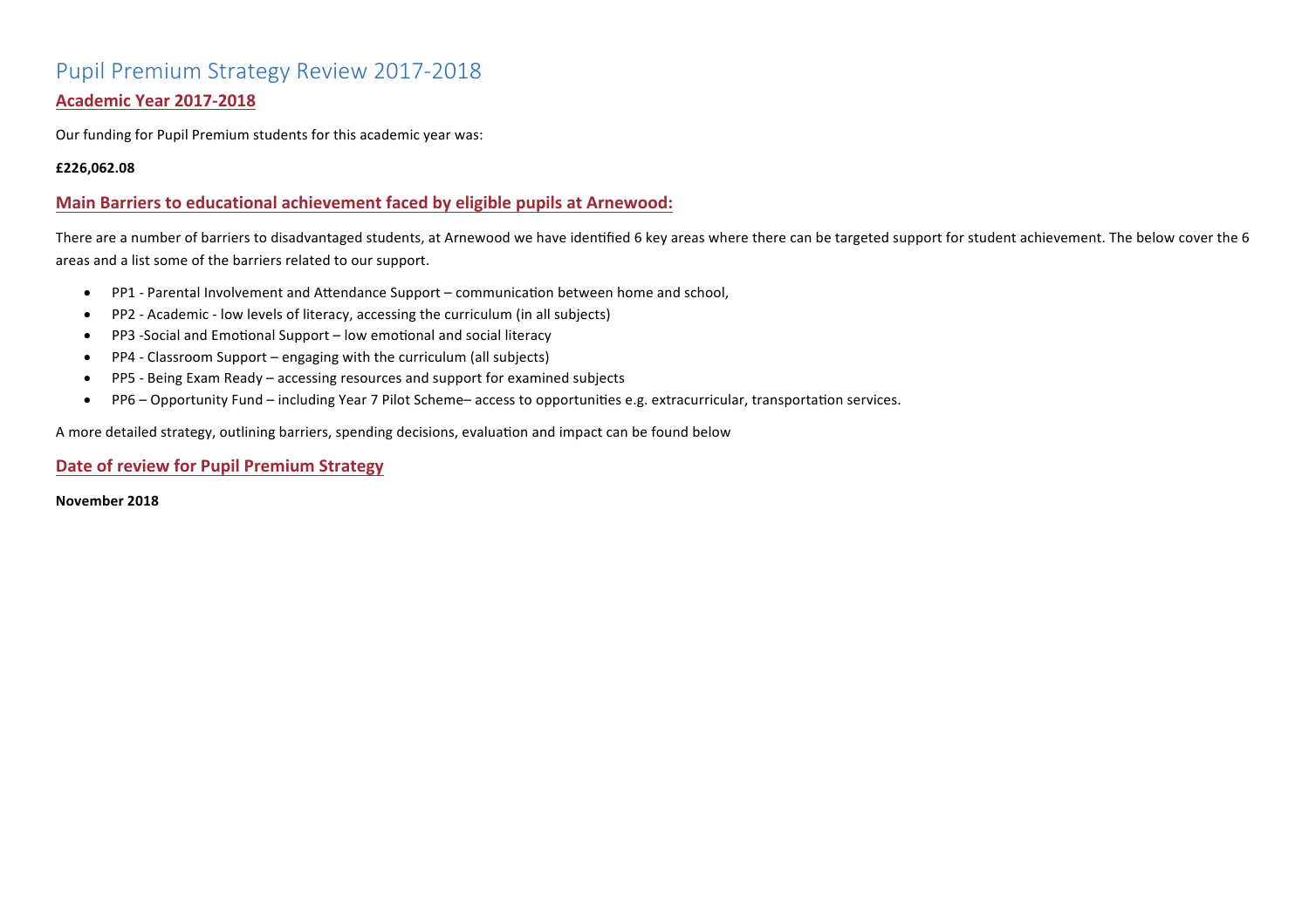# Pupil Premium Strategy Review 2017-2018

## Academic Year 2017-2018

Our funding for Pupil Premium students for this academic year was:

**£226,062.08**

## Main Barriers to educational achievement faced by eligible pupils at Arnewood:

There are a number of barriers to disadvantaged students, at Arnewood we have identified 6 key areas where there can be targeted support for student achievement. The below cover the 6 areas and a list some of the barriers related to our support.

- PP1 - Parental Involvement and Attendance Support – communication between home and school,
- PP2 - Academic - low levels of literacy, accessing the curriculum (in all subjects)
- PP3 -Social and Emotional Support – low emotional and social literacy
- PP4 - Classroom Support – engaging with the curriculum (all subjects)
- PP5 - Being Exam Ready – accessing resources and support for examined subjects
- PP6 – Opportunity Fund – including Year 7 Pilot Scheme– access to opportunities e.g. extracurricular, transportation services.

A more detailed strategy, outlining barriers, spending decisions, evaluation and impact can be found below

## Date of review for Pupil Premium Strategy

**November 2018**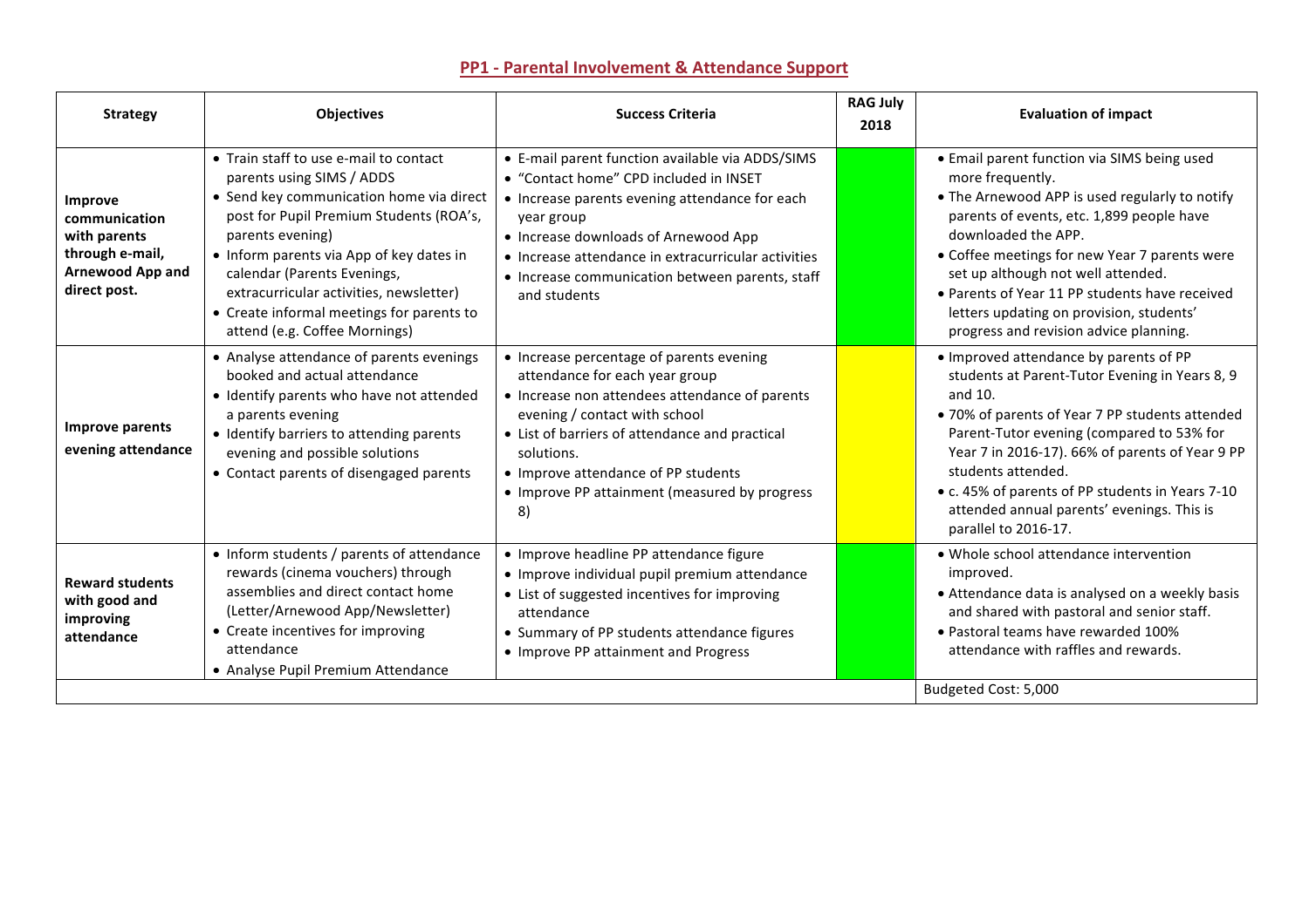## PP1 - Parental Involvement & Attendance Support

| Strategy | Objectives | Success Criteria | RAG July 2018 | Evaluation of impact |
|---|---|---|---|---|
| **Improve communication with parents through e-mail, Arnewood App and direct post.** | • Train staff to use e-mail to contact parents using SIMS / ADDS<br>• Send key communication home via direct post for Pupil Premium Students (ROA's, parents evening)<br>• Inform parents via App of key dates in calendar (Parents Evenings, extracurricular activities, newsletter)<br>• Create informal meetings for parents to attend (e.g. Coffee Mornings) | • E-mail parent function available via ADDS/SIMS<br>• "Contact home" CPD included in INSET<br>• Increase parents evening attendance for each year group<br>• Increase downloads of Arnewood App<br>• Increase attendance in extracurricular activities<br>• Increase communication between parents, staff and students | | • Email parent function via SIMS being used more frequently.<br>• The Arnewood APP is used regularly to notify parents of events, etc. 1,899 people have downloaded the APP.<br>• Coffee meetings for new Year 7 parents were set up although not well attended.<br>• Parents of Year 11 PP students have received letters updating on provision, students' progress and revision advice planning. |
| **Improve parents evening attendance** | • Analyse attendance of parents evenings booked and actual attendance<br>• Identify parents who have not attended a parents evening<br>• Identify barriers to attending parents evening and possible solutions<br>• Contact parents of disengaged parents | • Increase percentage of parents evening attendance for each year group<br>• Increase non attendees attendance of parents evening / contact with school<br>• List of barriers of attendance and practical solutions.<br>• Improve attendance of PP students<br>• Improve PP attainment (measured by progress 8) | | • Improved attendance by parents of PP students at Parent-Tutor Evening in Years 8, 9 and 10.<br>• 70% of parents of Year 7 PP students attended Parent-Tutor evening (compared to 53% for Year 7 in 2016-17). 66% of parents of Year 9 PP students attended.<br>• c. 45% of parents of PP students in Years 7-10 attended annual parents' evenings. This is parallel to 2016-17. |
| **Reward students with good and improving attendance** | • Inform students / parents of attendance rewards (cinema vouchers) through assemblies and direct contact home (Letter/Arnewood App/Newsletter)<br>• Create incentives for improving attendance<br>• Analyse Pupil Premium Attendance | • Improve headline PP attendance figure<br>• Improve individual pupil premium attendance<br>• List of suggested incentives for improving attendance<br>• Summary of PP students attendance figures<br>• Improve PP attainment and Progress | | • Whole school attendance intervention improved.<br>• Attendance data is analysed on a weekly basis and shared with pastoral and senior staff.<br>• Pastoral teams have rewarded 100% attendance with raffles and rewards. |
| | | | | Budgeted Cost: 5,000 |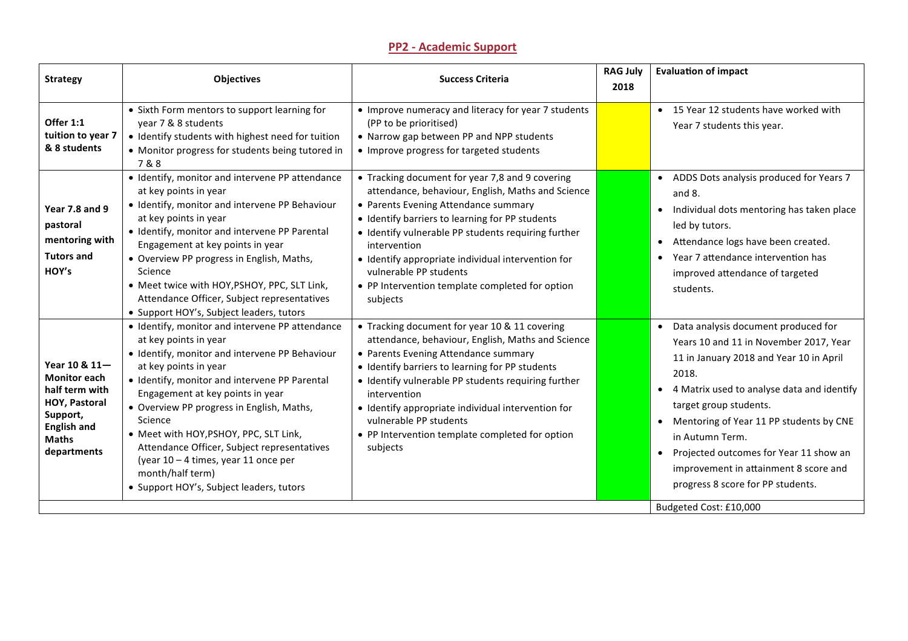## PP2 - Academic Support

| Strategy | Objectives | Success Criteria | RAG July 2018 | Evaluation of impact |
|---|---|---|---|---|
| **Offer 1:1 tuition to year 7 & 8 students** | • Sixth Form mentors to support learning for year 7 & 8 students<br>• Identify students with highest need for tuition<br>• Monitor progress for students being tutored in 7 & 8 | • Improve numeracy and literacy for year 7 students (PP to be prioritised)<br>• Narrow gap between PP and NPP students<br>• Improve progress for targeted students | | • 15 Year 12 students have worked with Year 7 students this year. |
| **Year 7.8 and 9 pastoral mentoring with Tutors and HOY's** | • Identify, monitor and intervene PP attendance at key points in year<br>• Identify, monitor and intervene PP Behaviour at key points in year<br>• Identify, monitor and intervene PP Parental Engagement at key points in year<br>• Overview PP progress in English, Maths, Science<br>• Meet twice with HOY,PSHOY, PPC, SLT Link, Attendance Officer, Subject representatives<br>• Support HOY's, Subject leaders, tutors | • Tracking document for year 7,8 and 9 covering attendance, behaviour, English, Maths and Science<br>• Parents Evening Attendance summary<br>• Identify barriers to learning for PP students<br>• Identify vulnerable PP students requiring further intervention<br>• Identify appropriate individual intervention for vulnerable PP students<br>• PP Intervention template completed for option subjects | | • ADDS Dots analysis produced for Years 7 and 8.<br>• Individual dots mentoring has taken place led by tutors.<br>• Attendance logs have been created.<br>• Year 7 attendance intervention has improved attendance of targeted students. |
| **Year 10 & 11— Monitor each half term with HOY, Pastoral Support, English and Maths departments** | • Identify, monitor and intervene PP attendance at key points in year<br>• Identify, monitor and intervene PP Behaviour at key points in year<br>• Identify, monitor and intervene PP Parental Engagement at key points in year<br>• Overview PP progress in English, Maths, Science<br>• Meet with HOY,PSHOY, PPC, SLT Link, Attendance Officer, Subject representatives (year 10 – 4 times, year 11 once per month/half term)<br>• Support HOY's, Subject leaders, tutors | • Tracking document for year 10 & 11 covering attendance, behaviour, English, Maths and Science<br>• Parents Evening Attendance summary<br>• Identify barriers to learning for PP students<br>• Identify vulnerable PP students requiring further intervention<br>• Identify appropriate individual intervention for vulnerable PP students<br>• PP Intervention template completed for option subjects | | • Data analysis document produced for Years 10 and 11 in November 2017, Year 11 in January 2018 and Year 10 in April 2018.<br>• 4 Matrix used to analyse data and identify target group students.<br>• Mentoring of Year 11 PP students by CNE in Autumn Term.<br>• Projected outcomes for Year 11 show an improvement in attainment 8 score and progress 8 score for PP students. |
| | | | | Budgeted Cost: £10,000 |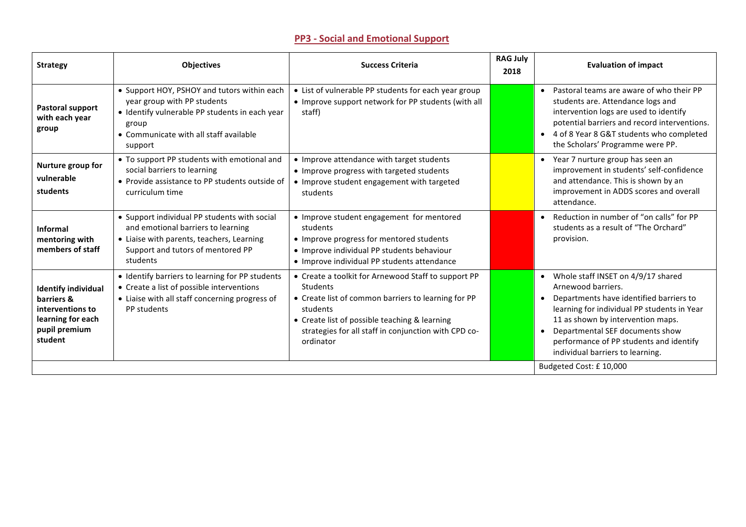## PP3 - Social and Emotional Support

| Strategy | Objectives | Success Criteria | RAG July 2018 | Evaluation of impact |
|---|---|---|---|---|
| **Pastoral support with each year group** | • Support HOY, PSHOY and tutors within each year group with PP students<br>• Identify vulnerable PP students in each year group<br>• Communicate with all staff available support | • List of vulnerable PP students for each year group<br>• Improve support network for PP students (with all staff) | Green | • Pastoral teams are aware of who their PP students are. Attendance logs and intervention logs are used to identify potential barriers and record interventions.<br>• 4 of 8 Year 8 G&T students who completed the Scholars' Programme were PP. |
| **Nurture group for vulnerable students** | • To support PP students with emotional and social barriers to learning<br>• Provide assistance to PP students outside of curriculum time | • Improve attendance with target students<br>• Improve progress with targeted students<br>• Improve student engagement with targeted students | Amber | • Year 7 nurture group has seen an improvement in students' self-confidence and attendance. This is shown by an improvement in ADDS scores and overall attendance. |
| **Informal mentoring with members of staff** | • Support individual PP students with social and emotional barriers to learning<br>• Liaise with parents, teachers, Learning Support and tutors of mentored PP students | • Improve student engagement for mentored students<br>• Improve progress for mentored students<br>• Improve individual PP students behaviour<br>• Improve individual PP students attendance | Red | • Reduction in number of "on calls" for PP students as a result of "The Orchard" provision. |
| **Identify individual barriers & interventions to learning for each pupil premium student** | • Identify barriers to learning for PP students<br>• Create a list of possible interventions<br>• Liaise with all staff concerning progress of PP students | • Create a toolkit for Arnewood Staff to support PP Students<br>• Create list of common barriers to learning for PP students<br>• Create list of possible teaching & learning strategies for all staff in conjunction with CPD co-ordinator | Green | • Whole staff INSET on 4/9/17 shared Arnewood barriers.<br>• Departments have identified barriers to learning for individual PP students in Year 11 as shown by intervention maps.<br>• Departmental SEF documents show performance of PP students and identify individual barriers to learning. |
| | | | | Budgeted Cost: £ 10,000 |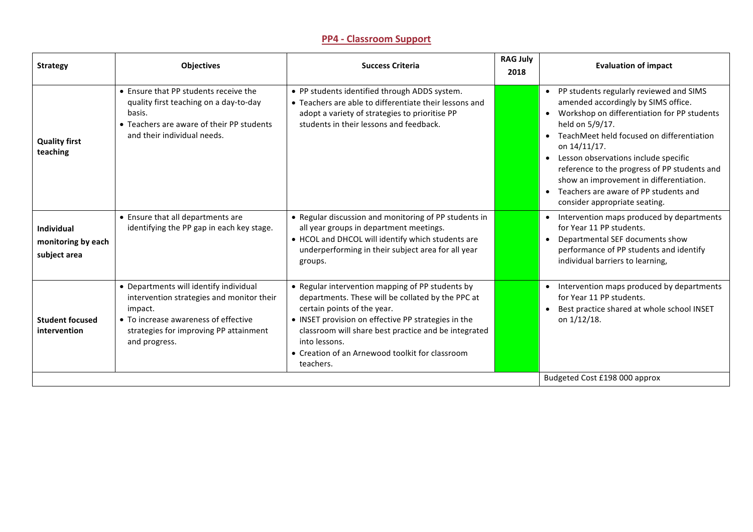## PP4 - Classroom Support

| Strategy | Objectives | Success Criteria | RAG July 2018 | Evaluation of impact |
|---|---|---|---|---|
| **Quality first teaching** | • Ensure that PP students receive the quality first teaching on a day-to-day basis.<br>• Teachers are aware of their PP students and their individual needs. | • PP students identified through ADDS system.<br>• Teachers are able to differentiate their lessons and adopt a variety of strategies to prioritise PP students in their lessons and feedback. | | • PP students regularly reviewed and SIMS amended accordingly by SIMS office.<br>• Workshop on differentiation for PP students held on 5/9/17.<br>• TeachMeet held focused on differentiation on 14/11/17.<br>• Lesson observations include specific reference to the progress of PP students and show an improvement in differentiation.<br>• Teachers are aware of PP students and consider appropriate seating. |
| **Individual monitoring by each subject area** | • Ensure that all departments are identifying the PP gap in each key stage. | • Regular discussion and monitoring of PP students in all year groups in department meetings.<br>• HCOL and DHCOL will identify which students are underperforming in their subject area for all year groups. | | • Intervention maps produced by departments for Year 11 PP students.<br>• Departmental SEF documents show performance of PP students and identify individual barriers to learning, |
| **Student focused intervention** | • Departments will identify individual intervention strategies and monitor their impact.<br>• To increase awareness of effective strategies for improving PP attainment and progress. | • Regular intervention mapping of PP students by departments. These will be collated by the PPC at certain points of the year.<br>• INSET provision on effective PP strategies in the classroom will share best practice and be integrated into lessons.<br>• Creation of an Arnewood toolkit for classroom teachers. | | • Intervention maps produced by departments for Year 11 PP students.<br>• Best practice shared at whole school INSET on 1/12/18. |
| | | | | Budgeted Cost £198 000 approx |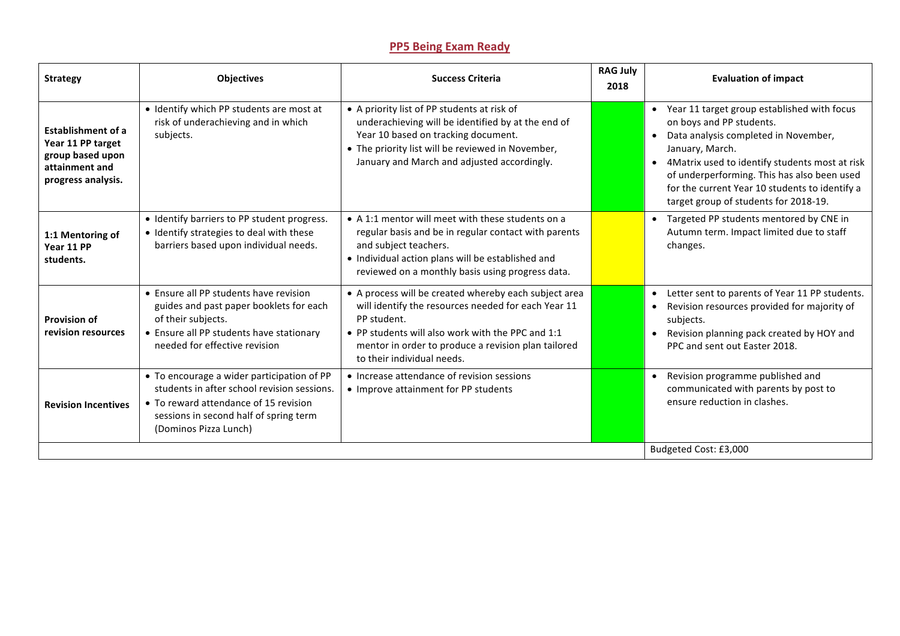## PP5 Being Exam Ready

| Strategy | Objectives | Success Criteria | RAG July 2018 | Evaluation of impact |
|---|---|---|---|---|
| **Establishment of a Year 11 PP target group based upon attainment and progress analysis.** | • Identify which PP students are most at risk of underachieving and in which subjects. | • A priority list of PP students at risk of underachieving will be identified by at the end of Year 10 based on tracking document.<br>• The priority list will be reviewed in November, January and March and adjusted accordingly. | | • Year 11 target group established with focus on boys and PP students.<br>• Data analysis completed in November, January, March.<br>• 4Matrix used to identify students most at risk of underperforming. This has also been used for the current Year 10 students to identify a target group of students for 2018-19. |
| **1:1 Mentoring of Year 11 PP students.** | • Identify barriers to PP student progress.<br>• Identify strategies to deal with these barriers based upon individual needs. | • A 1:1 mentor will meet with these students on a regular basis and be in regular contact with parents and subject teachers.<br>• Individual action plans will be established and reviewed on a monthly basis using progress data. | | • Targeted PP students mentored by CNE in Autumn term. Impact limited due to staff changes. |
| **Provision of revision resources** | • Ensure all PP students have revision guides and past paper booklets for each of their subjects.<br>• Ensure all PP students have stationary needed for effective revision | • A process will be created whereby each subject area will identify the resources needed for each Year 11 PP student.<br>• PP students will also work with the PPC and 1:1 mentor in order to produce a revision plan tailored to their individual needs. | | • Letter sent to parents of Year 11 PP students.<br>• Revision resources provided for majority of subjects.<br>• Revision planning pack created by HOY and PPC and sent out Easter 2018. |
| **Revision Incentives** | • To encourage a wider participation of PP students in after school revision sessions.<br>• To reward attendance of 15 revision sessions in second half of spring term (Dominos Pizza Lunch) | • Increase attendance of revision sessions<br>• Improve attainment for PP students | | • Revision programme published and communicated with parents by post to ensure reduction in clashes. |
| | | | | Budgeted Cost: £3,000 |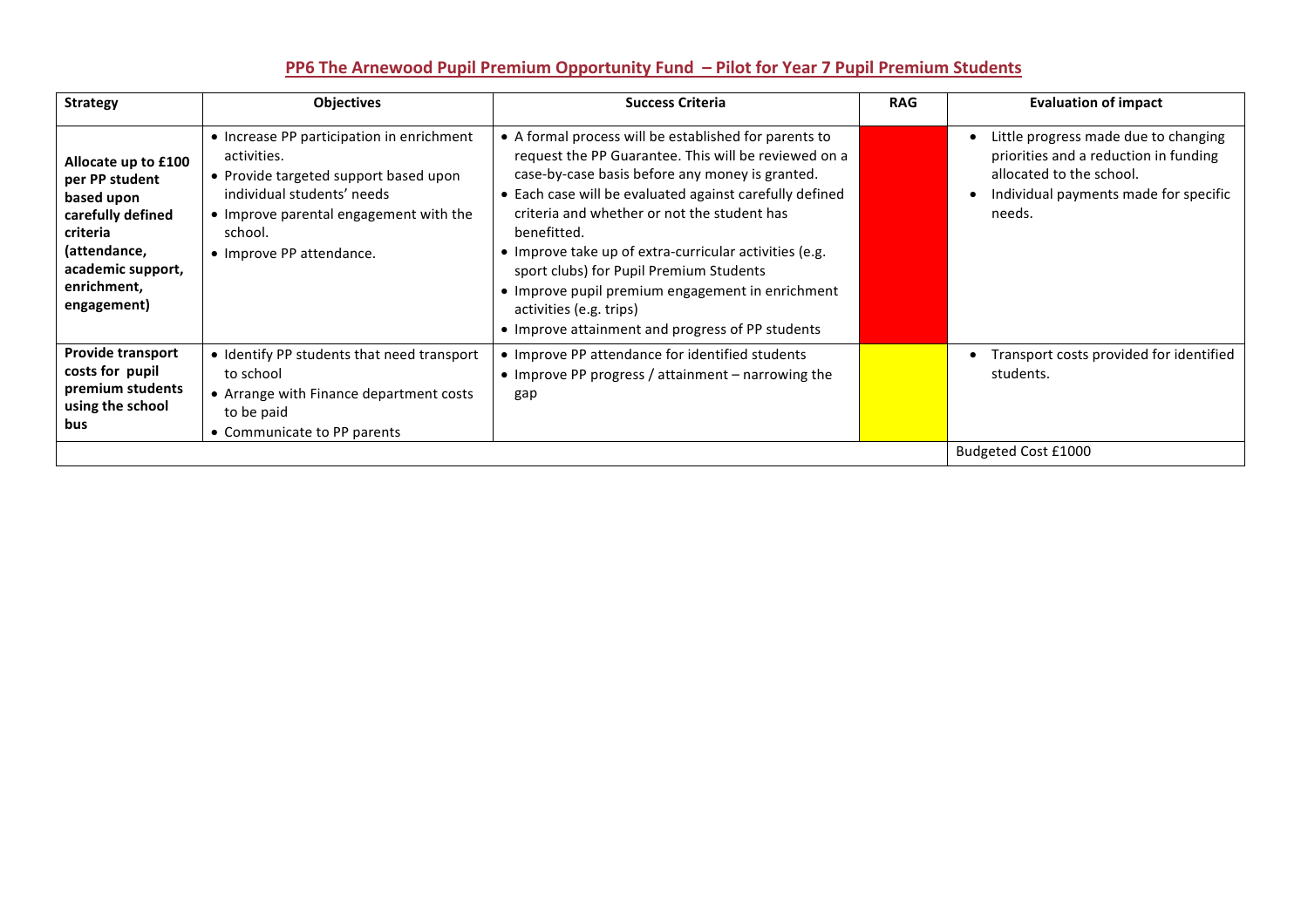## PP6 The Arnewood Pupil Premium Opportunity Fund – Pilot for Year 7 Pupil Premium Students

| Strategy | Objectives | Success Criteria | RAG | Evaluation of impact |
|---|---|---|---|---|
| **Allocate up to £100 per PP student based upon carefully defined criteria (attendance, academic support, enrichment, engagement)** | • Increase PP participation in enrichment activities.<br>• Provide targeted support based upon individual students' needs<br>• Improve parental engagement with the school.<br>• Improve PP attendance. | • A formal process will be established for parents to request the PP Guarantee. This will be reviewed on a case-by-case basis before any money is granted.<br>• Each case will be evaluated against carefully defined criteria and whether or not the student has benefitted.<br>• Improve take up of extra-curricular activities (e.g. sport clubs) for Pupil Premium Students<br>• Improve pupil premium engagement in enrichment activities (e.g. trips)<br>• Improve attainment and progress of PP students | Red | • Little progress made due to changing priorities and a reduction in funding allocated to the school.<br>• Individual payments made for specific needs. |
| **Provide transport costs for pupil premium students using the school bus** | • Identify PP students that need transport to school<br>• Arrange with Finance department costs to be paid<br>• Communicate to PP parents | • Improve PP attendance for identified students<br>• Improve PP progress / attainment – narrowing the gap | Yellow | • Transport costs provided for identified students. |
| | | | | Budgeted Cost £1000 |